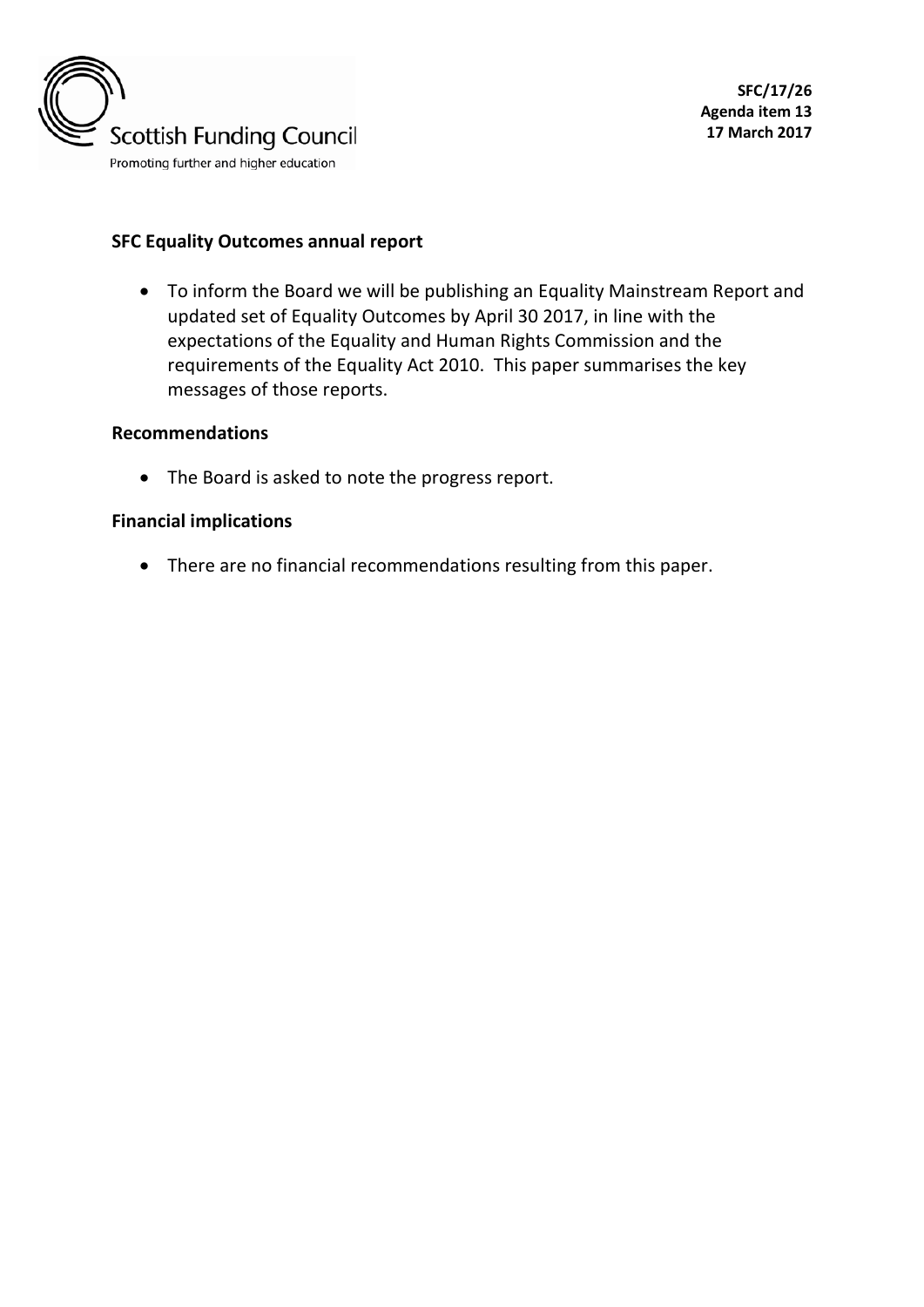Scottish Funding Council

Promoting further and higher education

**SFC/17/26**
**Agenda item 13**
**17 March 2017**

## SFC Equality Outcomes annual report

- To inform the Board we will be publishing an Equality Mainstream Report and updated set of Equality Outcomes by April 30 2017, in line with the expectations of the Equality and Human Rights Commission and the requirements of the Equality Act 2010. This paper summarises the key messages of those reports.

## Recommendations

- The Board is asked to note the progress report.

## Financial implications

- There are no financial recommendations resulting from this paper.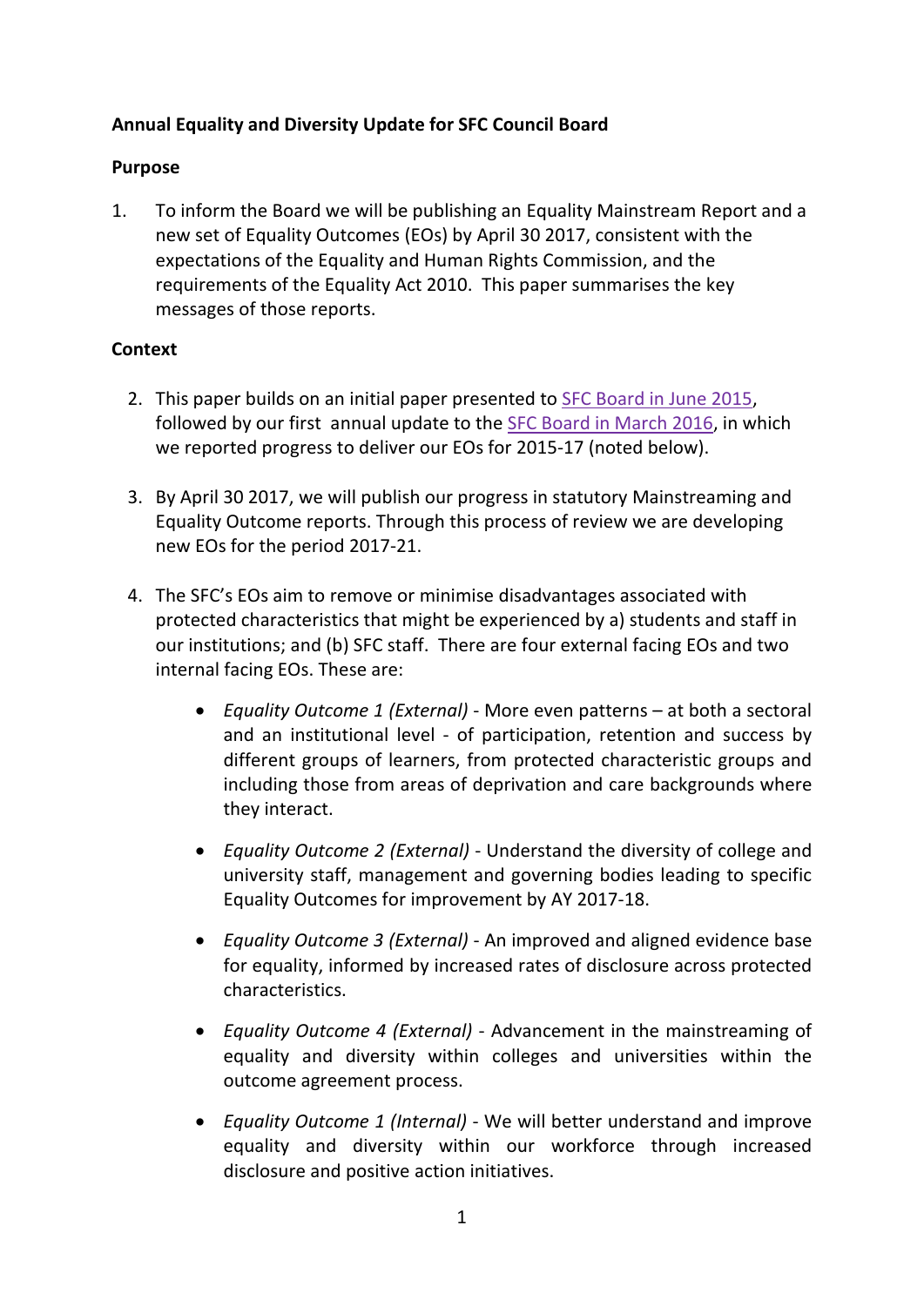**Annual Equality and Diversity Update for SFC Council Board**

**Purpose**

1. To inform the Board we will be publishing an Equality Mainstream Report and a new set of Equality Outcomes (EOs) by April 30 2017, consistent with the expectations of the Equality and Human Rights Commission, and the requirements of the Equality Act 2010. This paper summarises the key messages of those reports.

**Context**

2. This paper builds on an initial paper presented to SFC Board in June 2015, followed by our first annual update to the SFC Board in March 2016, in which we reported progress to deliver our EOs for 2015-17 (noted below).

3. By April 30 2017, we will publish our progress in statutory Mainstreaming and Equality Outcome reports. Through this process of review we are developing new EOs for the period 2017-21.

4. The SFC's EOs aim to remove or minimise disadvantages associated with protected characteristics that might be experienced by a) students and staff in our institutions; and (b) SFC staff. There are four external facing EOs and two internal facing EOs. These are:

   - *Equality Outcome 1 (External)* - More even patterns – at both a sectoral and an institutional level - of participation, retention and success by different groups of learners, from protected characteristic groups and including those from areas of deprivation and care backgrounds where they interact.

   - *Equality Outcome 2 (External)* - Understand the diversity of college and university staff, management and governing bodies leading to specific Equality Outcomes for improvement by AY 2017-18.

   - *Equality Outcome 3 (External)* - An improved and aligned evidence base for equality, informed by increased rates of disclosure across protected characteristics.

   - *Equality Outcome 4 (External)* - Advancement in the mainstreaming of equality and diversity within colleges and universities within the outcome agreement process.

   - *Equality Outcome 1 (Internal)* - We will better understand and improve equality and diversity within our workforce through increased disclosure and positive action initiatives.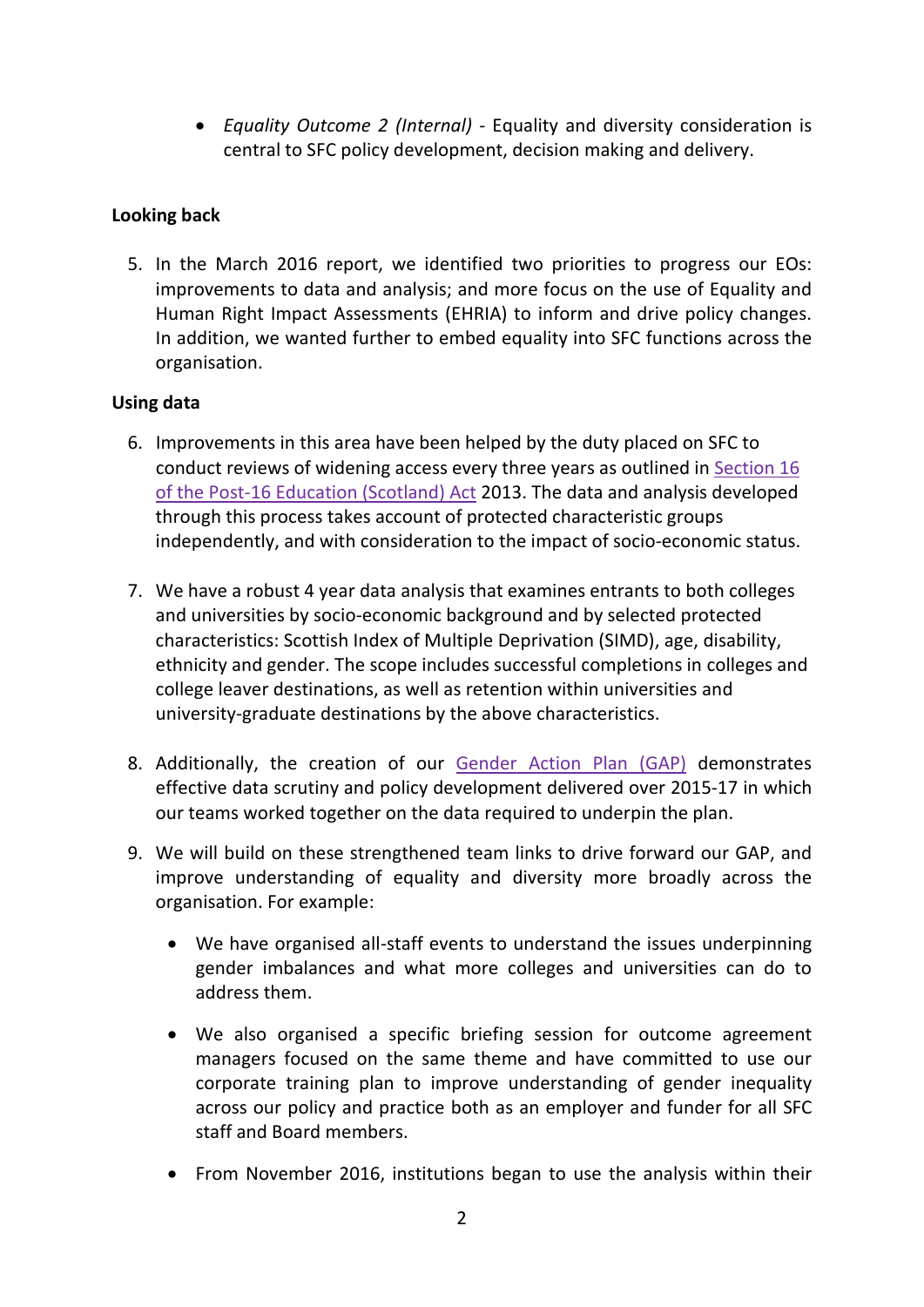- *Equality Outcome 2 (Internal)* - Equality and diversity consideration is central to SFC policy development, decision making and delivery.

**Looking back**

5. In the March 2016 report, we identified two priorities to progress our EOs: improvements to data and analysis; and more focus on the use of Equality and Human Right Impact Assessments (EHRIA) to inform and drive policy changes. In addition, we wanted further to embed equality into SFC functions across the organisation.

**Using data**

6. Improvements in this area have been helped by the duty placed on SFC to conduct reviews of widening access every three years as outlined in Section 16 of the Post-16 Education (Scotland) Act 2013. The data and analysis developed through this process takes account of protected characteristic groups independently, and with consideration to the impact of socio-economic status.

7. We have a robust 4 year data analysis that examines entrants to both colleges and universities by socio-economic background and by selected protected characteristics: Scottish Index of Multiple Deprivation (SIMD), age, disability, ethnicity and gender. The scope includes successful completions in colleges and college leaver destinations, as well as retention within universities and university-graduate destinations by the above characteristics.

8. Additionally, the creation of our Gender Action Plan (GAP) demonstrates effective data scrutiny and policy development delivered over 2015-17 in which our teams worked together on the data required to underpin the plan.

9. We will build on these strengthened team links to drive forward our GAP, and improve understanding of equality and diversity more broadly across the organisation. For example:

   - We have organised all-staff events to understand the issues underpinning gender imbalances and what more colleges and universities can do to address them.

   - We also organised a specific briefing session for outcome agreement managers focused on the same theme and have committed to use our corporate training plan to improve understanding of gender inequality across our policy and practice both as an employer and funder for all SFC staff and Board members.

   - From November 2016, institutions began to use the analysis within their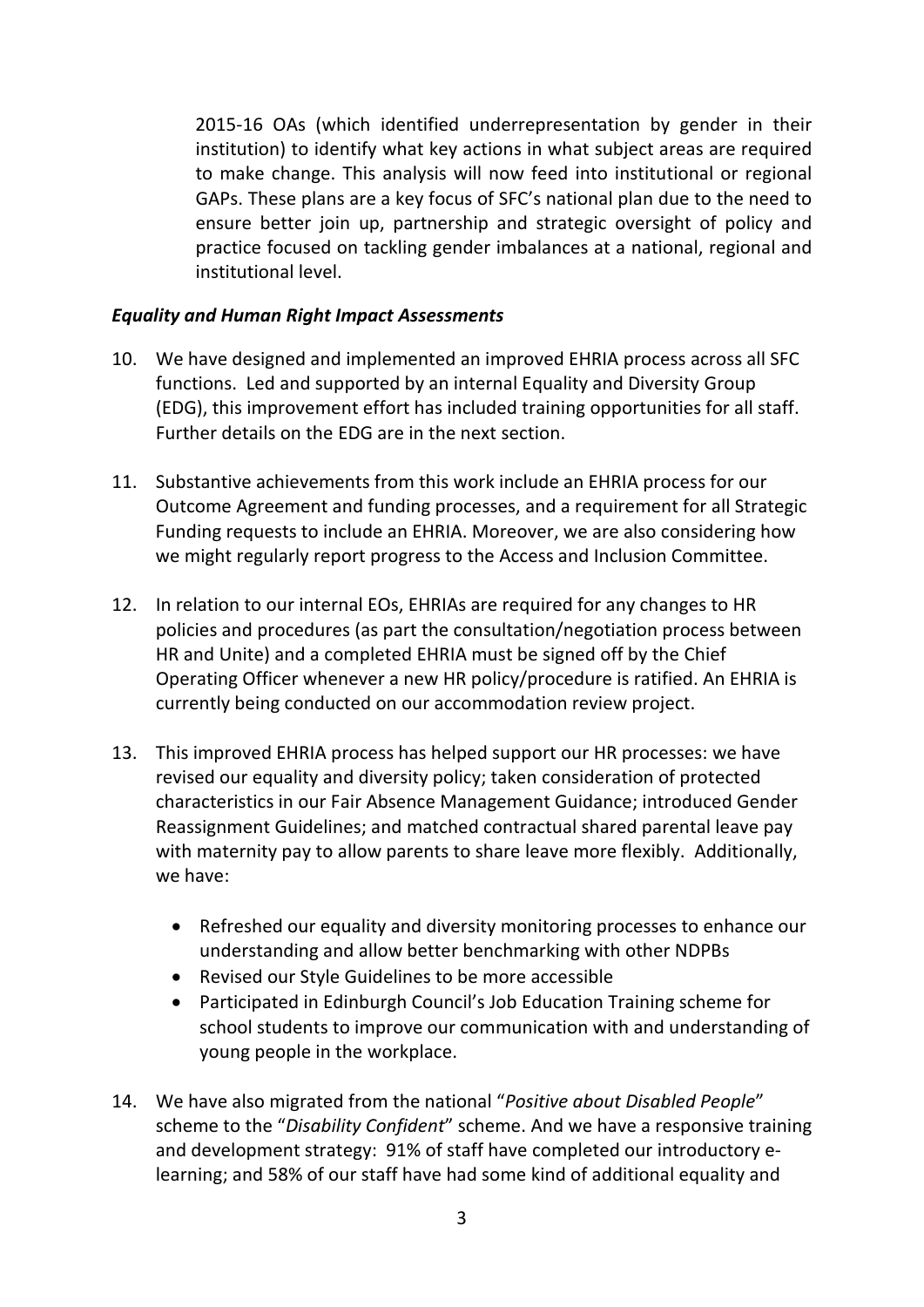2015-16 OAs (which identified underrepresentation by gender in their institution) to identify what key actions in what subject areas are required to make change. This analysis will now feed into institutional or regional GAPs. These plans are a key focus of SFC's national plan due to the need to ensure better join up, partnership and strategic oversight of policy and practice focused on tackling gender imbalances at a national, regional and institutional level.

***Equality and Human Right Impact Assessments***

10. We have designed and implemented an improved EHRIA process across all SFC functions. Led and supported by an internal Equality and Diversity Group (EDG), this improvement effort has included training opportunities for all staff. Further details on the EDG are in the next section.

11. Substantive achievements from this work include an EHRIA process for our Outcome Agreement and funding processes, and a requirement for all Strategic Funding requests to include an EHRIA. Moreover, we are also considering how we might regularly report progress to the Access and Inclusion Committee.

12. In relation to our internal EOs, EHRIAs are required for any changes to HR policies and procedures (as part the consultation/negotiation process between HR and Unite) and a completed EHRIA must be signed off by the Chief Operating Officer whenever a new HR policy/procedure is ratified. An EHRIA is currently being conducted on our accommodation review project.

13. This improved EHRIA process has helped support our HR processes: we have revised our equality and diversity policy; taken consideration of protected characteristics in our Fair Absence Management Guidance; introduced Gender Reassignment Guidelines; and matched contractual shared parental leave pay with maternity pay to allow parents to share leave more flexibly. Additionally, we have:

    - Refreshed our equality and diversity monitoring processes to enhance our understanding and allow better benchmarking with other NDPBs
    - Revised our Style Guidelines to be more accessible
    - Participated in Edinburgh Council's Job Education Training scheme for school students to improve our communication with and understanding of young people in the workplace.

14. We have also migrated from the national "*Positive about Disabled People*" scheme to the "*Disability Confident*" scheme. And we have a responsive training and development strategy: 91% of staff have completed our introductory e-learning; and 58% of our staff have had some kind of additional equality and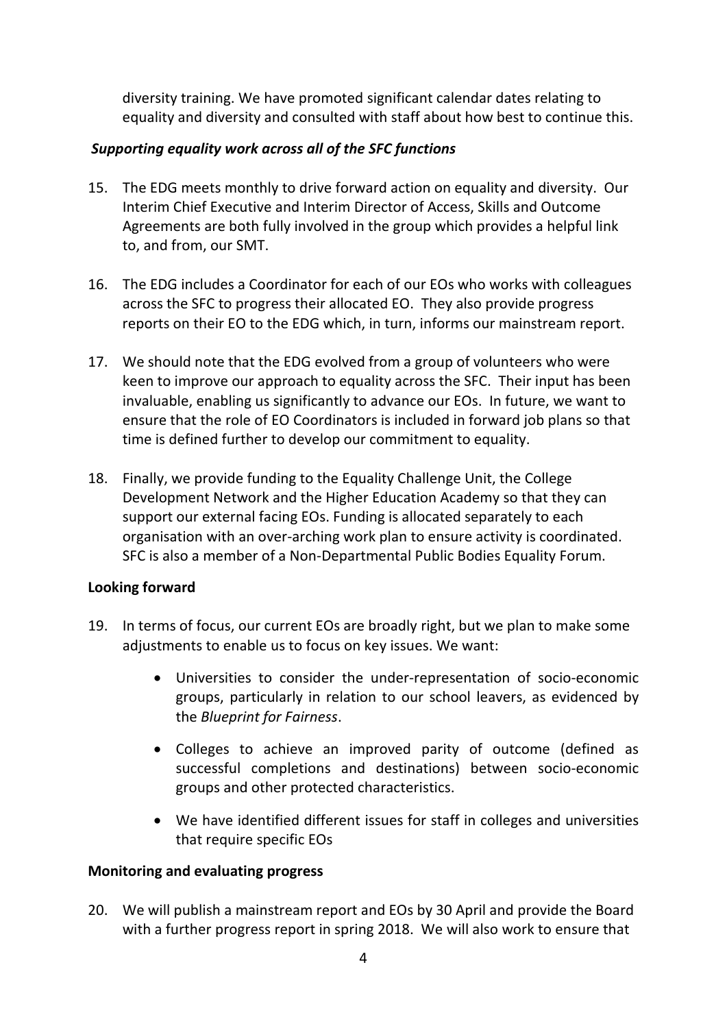diversity training. We have promoted significant calendar dates relating to equality and diversity and consulted with staff about how best to continue this.

***Supporting equality work across all of the SFC functions***

15. The EDG meets monthly to drive forward action on equality and diversity. Our Interim Chief Executive and Interim Director of Access, Skills and Outcome Agreements are both fully involved in the group which provides a helpful link to, and from, our SMT.

16. The EDG includes a Coordinator for each of our EOs who works with colleagues across the SFC to progress their allocated EO. They also provide progress reports on their EO to the EDG which, in turn, informs our mainstream report.

17. We should note that the EDG evolved from a group of volunteers who were keen to improve our approach to equality across the SFC. Their input has been invaluable, enabling us significantly to advance our EOs. In future, we want to ensure that the role of EO Coordinators is included in forward job plans so that time is defined further to develop our commitment to equality.

18. Finally, we provide funding to the Equality Challenge Unit, the College Development Network and the Higher Education Academy so that they can support our external facing EOs. Funding is allocated separately to each organisation with an over-arching work plan to ensure activity is coordinated. SFC is also a member of a Non-Departmental Public Bodies Equality Forum.

**Looking forward**

19. In terms of focus, our current EOs are broadly right, but we plan to make some adjustments to enable us to focus on key issues. We want:

    - Universities to consider the under-representation of socio-economic groups, particularly in relation to our school leavers, as evidenced by the *Blueprint for Fairness*.
    - Colleges to achieve an improved parity of outcome (defined as successful completions and destinations) between socio-economic groups and other protected characteristics.
    - We have identified different issues for staff in colleges and universities that require specific EOs

**Monitoring and evaluating progress**

20. We will publish a mainstream report and EOs by 30 April and provide the Board with a further progress report in spring 2018. We will also work to ensure that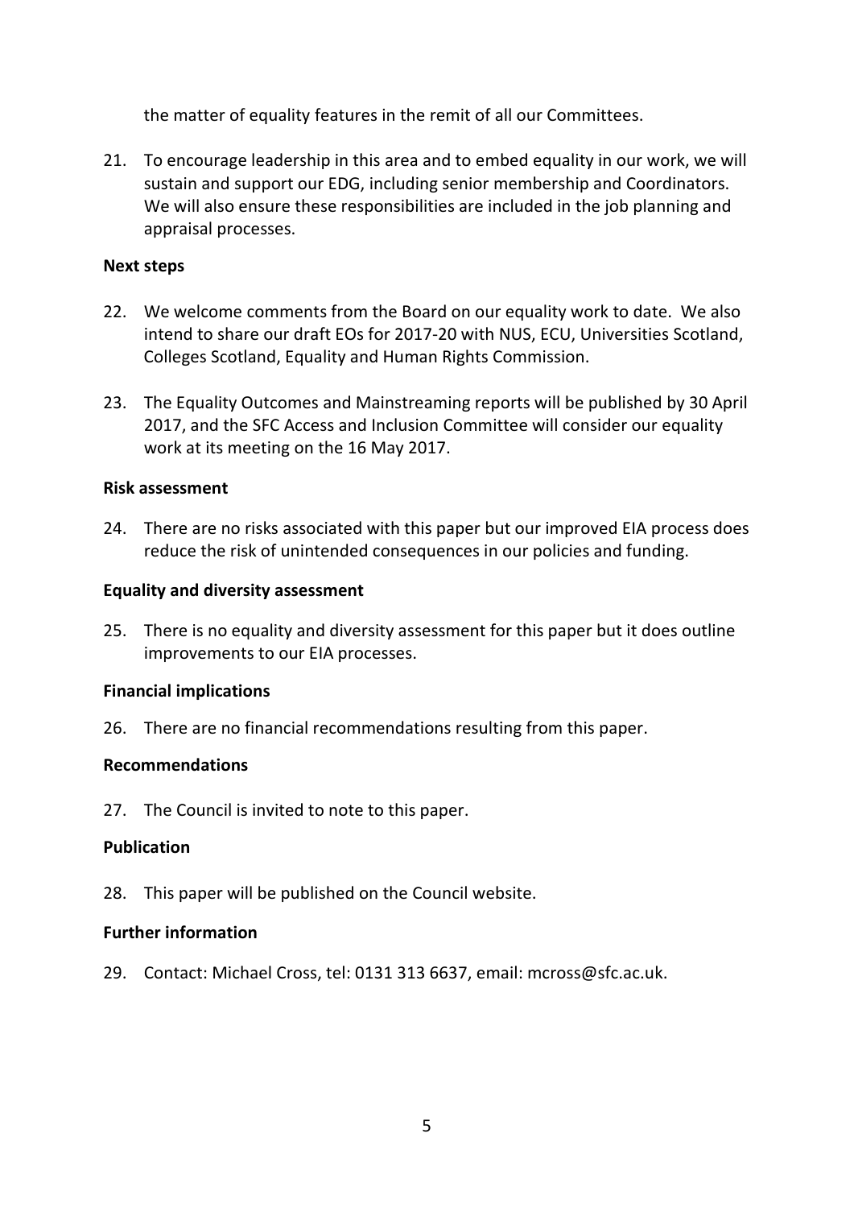the matter of equality features in the remit of all our Committees.

21. To encourage leadership in this area and to embed equality in our work, we will sustain and support our EDG, including senior membership and Coordinators. We will also ensure these responsibilities are included in the job planning and appraisal processes.

**Next steps**

22. We welcome comments from the Board on our equality work to date. We also intend to share our draft EOs for 2017-20 with NUS, ECU, Universities Scotland, Colleges Scotland, Equality and Human Rights Commission.

23. The Equality Outcomes and Mainstreaming reports will be published by 30 April 2017, and the SFC Access and Inclusion Committee will consider our equality work at its meeting on the 16 May 2017.

**Risk assessment**

24. There are no risks associated with this paper but our improved EIA process does reduce the risk of unintended consequences in our policies and funding.

**Equality and diversity assessment**

25. There is no equality and diversity assessment for this paper but it does outline improvements to our EIA processes.

**Financial implications**

26. There are no financial recommendations resulting from this paper.

**Recommendations**

27. The Council is invited to note to this paper.

**Publication**

28. This paper will be published on the Council website.

**Further information**

29. Contact: Michael Cross, tel: 0131 313 6637, email: mcross@sfc.ac.uk.